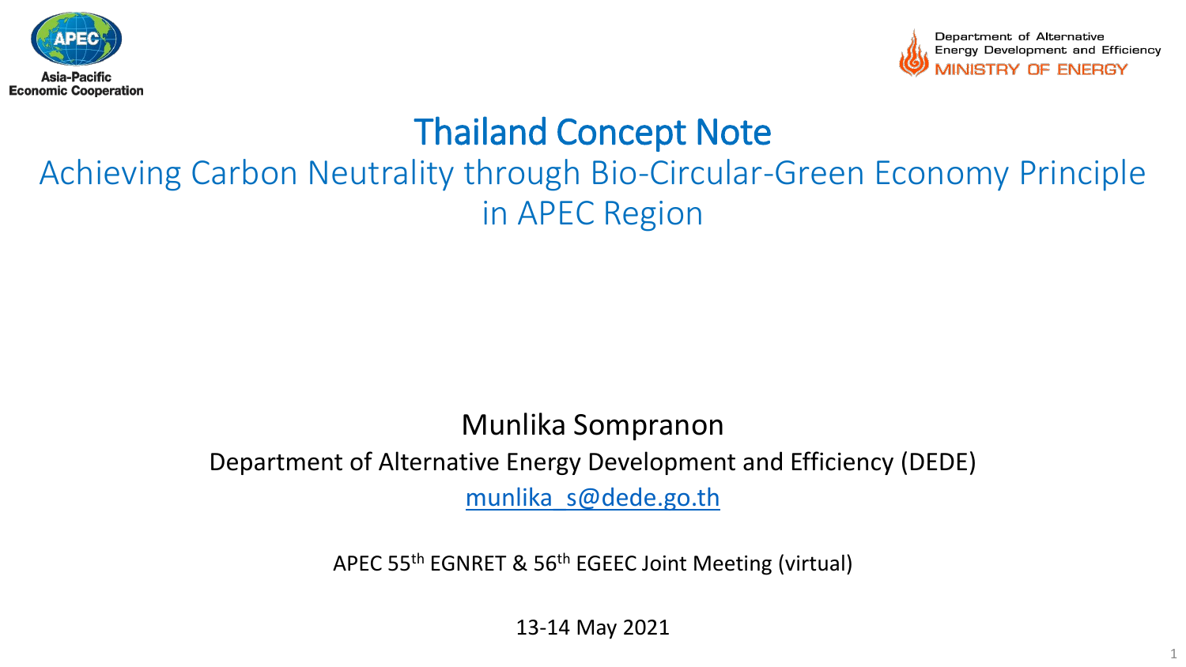Asia-Pacific Economic Cooperation

Department of Alternative Energy Development and Efficiency
MINISTRY OF ENERGY

# Thailand Concept Note

## Achieving Carbon Neutrality through Bio-Circular-Green Economy Principle in APEC Region

Munlika Sompranon

Department of Alternative Energy Development and Efficiency (DEDE)

munlika_s@dede.go.th

APEC 55th EGNRET & 56th EGEEC Joint Meeting (virtual)

13-14 May 2021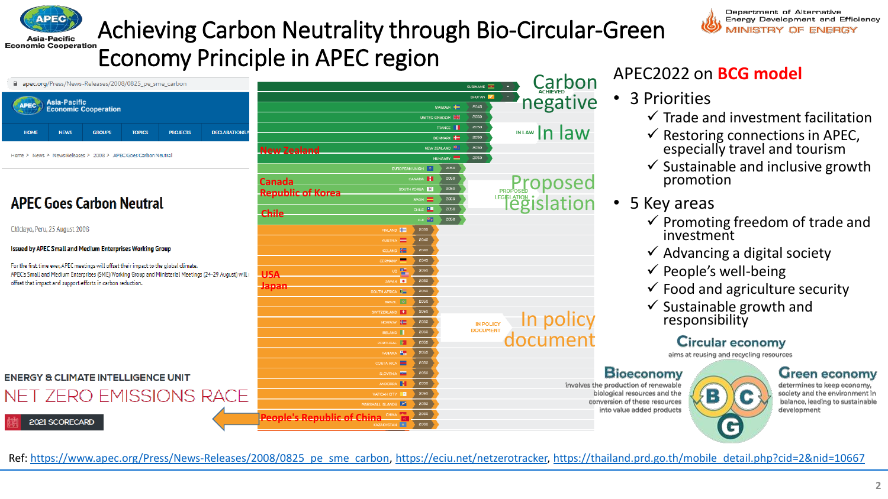# Achieving Carbon Neutrality through Bio-Circular-Green Economy Principle in APEC region

apec.org/Press/News-Releases/2008/0825_pe_sme_carbon

Asia-Pacific Economic Cooperation

HOME | NEWS | GROUPS | TOPICS | PROJECTS | DECLARATIONS

Home > News > News Releases > 2008 > APEC Goes Carbon Neutral

## APEC Goes Carbon Neutral

Chiclayo, Peru, 25 August 2008

**Issued by APEC Small and Medium Enterprises Working Group**

For the first time ever, APEC meetings will offset their impact to the global climate. APEC's Small and Medium Enterprises (SME) Working Group and Ministerial Meetings (24-29 August) will offset that impact and support efforts in carbon reduction.

ENERGY & CLIMATE INTELLIGENCE UNIT

NET ZERO EMISSIONS RACE

2021 SCORECARD

**Carbon negative** (ACHIEVED)

| Country | Target |
| --- | --- |
| SURINAME | - |
| BHUTAN | - |

**In law**

| Country | Target |
| --- | --- |
| SWEDEN | 2045 |
| UNITED KINGDOM | 2050 |
| FRANCE | 2050 |
| DENMARK | 2050 |
| NEW ZEALAND (New Zealand) | 2050 |
| HUNGARY | 2050 |

**Proposed legislation**

| Country | Target |
| --- | --- |
| EUROPEAN UNION | 2050 |
| CANADA (Canada) | 2050 |
| SOUTH KOREA (Republic of Korea) | 2050 |
| SPAIN | 2050 |
| CHILE (Chile) | 2050 |
| FIJI | 2050 |

**In policy document**

| Country | Target |
| --- | --- |
| FINLAND | 2035 |
| AUSTRIA | 2040 |
| ICELAND | 2040 |
| GERMANY | 2045 |
| US (USA) | 2050 |
| JAPAN (Japan) | 2050 |
| SOUTH AFRICA | 2050 |
| BRAZIL | 2050 |
| SWITZERLAND | 2050 |
| NORWAY | 2050 |
| IRELAND | 2050 |
| PORTUGAL | 2050 |
| PANAMA | 2050 |
| COSTA RICA | 2050 |
| SLOVENIA | 2050 |
| ANDORRA | 2050 |
| VATICAN CITY | 2050 |
| MARSHALL ISLANDS | 2050 |
| CHINA (People's Republic of China) | 2060 |
| KAZAKHSTAN | 2060 |

## APEC2022 on **BCG model**

- 3 Priorities
  - ✓ Trade and investment facilitation
  - ✓ Restoring connections in APEC, especially travel and tourism
  - ✓ Sustainable and inclusive growth promotion
- 5 Key areas
  - ✓ Promoting freedom of trade and investment
  - ✓ Advancing a digital society
  - ✓ People's well-being
  - ✓ Food and agriculture security
  - ✓ Sustainable growth and responsibility

**Circular economy** aims at reusing and recycling resources

**Bioeconomy** involves the production of renewable biological resources and the conversion of these resources into value added products

**Green economy** determines to keep economy, society and the environment in balance, leading to sustainable development

Ref: https://www.apec.org/Press/News-Releases/2008/0825_pe_sme_carbon, https://eciu.net/netzerotracker, https://thailand.prd.go.th/mobile_detail.php?cid=2&nid=10667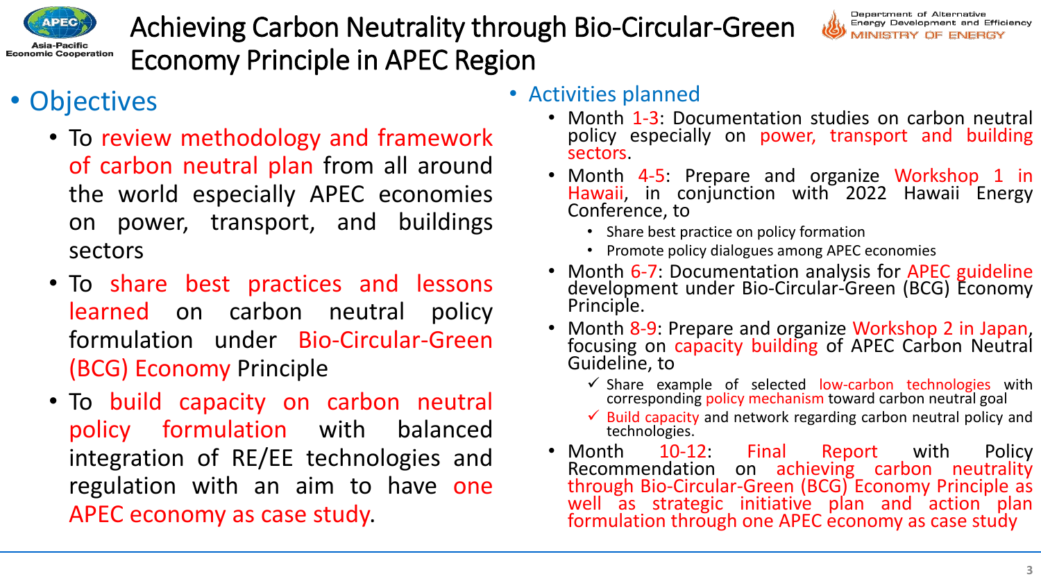# Achieving Carbon Neutrality through Bio-Circular-Green Economy Principle in APEC Region

## Objectives

- To review methodology and framework of carbon neutral plan from all around the world especially APEC economies on power, transport, and buildings sectors
- To share best practices and lessons learned on carbon neutral policy formulation under Bio-Circular-Green (BCG) Economy Principle
- To build capacity on carbon neutral policy formulation with balanced integration of RE/EE technologies and regulation with an aim to have one APEC economy as case study.

## Activities planned

- Month 1-3: Documentation studies on carbon neutral policy especially on power, transport and building sectors.
- Month 4-5: Prepare and organize Workshop 1 in Hawaii, in conjunction with 2022 Hawaii Energy Conference, to
  - Share best practice on policy formation
  - Promote policy dialogues among APEC economies
- Month 6-7: Documentation analysis for APEC guideline development under Bio-Circular-Green (BCG) Economy Principle.
- Month 8-9: Prepare and organize Workshop 2 in Japan, focusing on capacity building of APEC Carbon Neutral Guideline, to
  - ✓ Share example of selected low-carbon technologies with corresponding policy mechanism toward carbon neutral goal
  - ✓ Build capacity and network regarding carbon neutral policy and technologies.
- Month 10-12: Final Report with Policy Recommendation on achieving carbon neutrality through Bio-Circular-Green (BCG) Economy Principle as well as strategic initiative plan and action plan formulation through one APEC economy as case study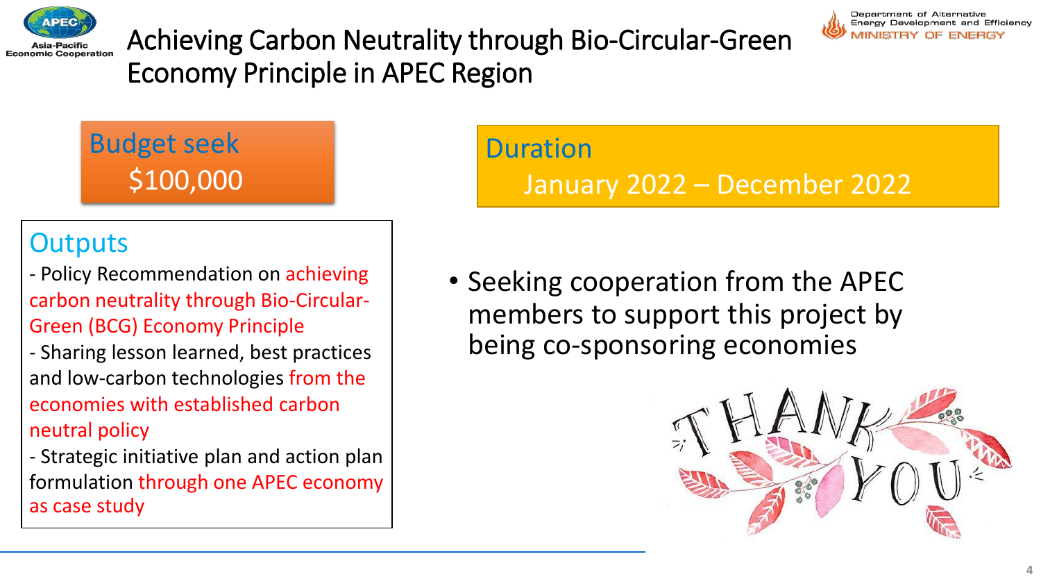# Achieving Carbon Neutrality through Bio-Circular-Green Economy Principle in APEC Region

## Budget seek

$100,000

## Duration

January 2022 – December 2022

## Outputs

- Policy Recommendation on achieving carbon neutrality through Bio-Circular-Green (BCG) Economy Principle
- Sharing lesson learned, best practices and low-carbon technologies from the economies with established carbon neutral policy
- Strategic initiative plan and action plan formulation through one APEC economy as case study

- Seeking cooperation from the APEC members to support this project by being co-sponsoring economies